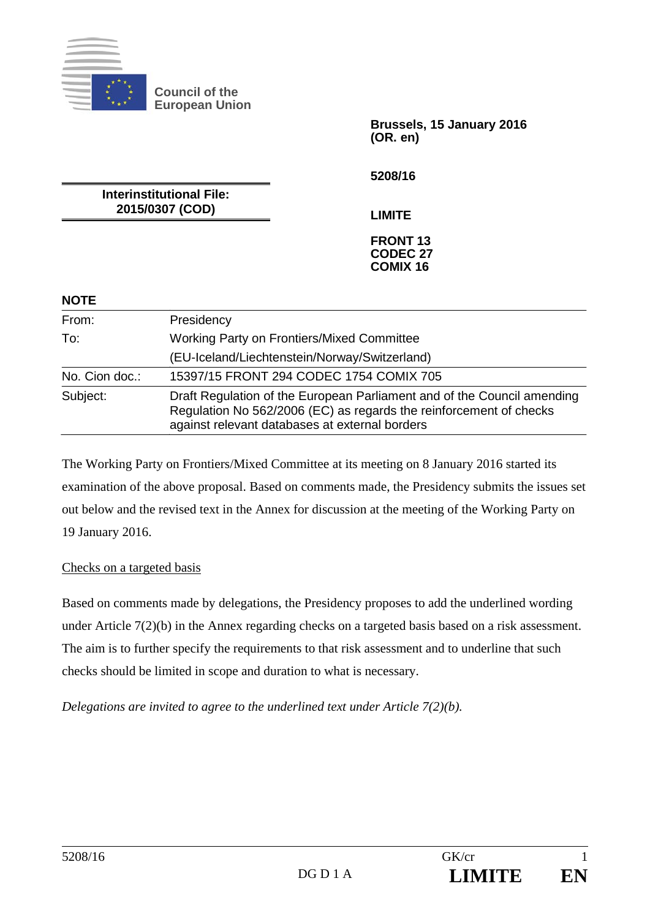**Council of the European Union**

**Brussels, 15 January 2016**
**(OR. en)**

**5208/16**

**Interinstitutional File:**
**2015/0307 (COD)**

**LIMITE**

**FRONT 13**
**CODEC 27**
**COMIX 16**

**NOTE**

| | |
|---|---|
| From: | Presidency |
| To: | Working Party on Frontiers/Mixed Committee (EU-Iceland/Liechtenstein/Norway/Switzerland) |
| No. Cion doc.: | 15397/15 FRONT 294 CODEC 1754 COMIX 705 |
| Subject: | Draft Regulation of the European Parliament and of the Council amending Regulation No 562/2006 (EC) as regards the reinforcement of checks against relevant databases at external borders |

The Working Party on Frontiers/Mixed Committee at its meeting on 8 January 2016 started its examination of the above proposal. Based on comments made, the Presidency submits the issues set out below and the revised text in the Annex for discussion at the meeting of the Working Party on 19 January 2016.

<u>Checks on a targeted basis</u>

Based on comments made by delegations, the Presidency proposes to add the underlined wording under Article 7(2)(b) in the Annex regarding checks on a targeted basis based on a risk assessment. The aim is to further specify the requirements to that risk assessment and to underline that such checks should be limited in scope and duration to what is necessary.

*Delegations are invited to agree to the underlined text under Article 7(2)(b).*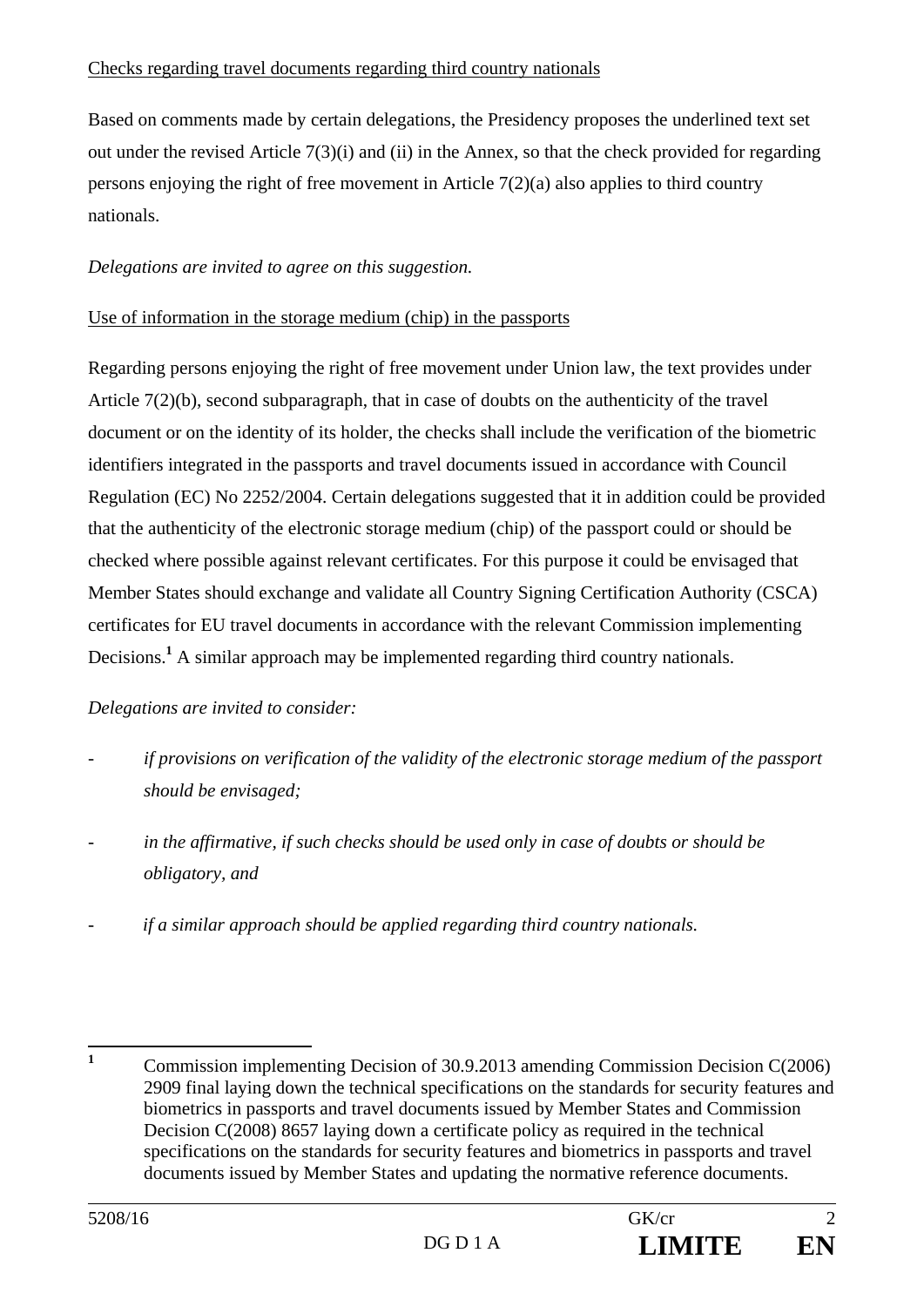<u>Checks regarding travel documents regarding third country nationals</u>

Based on comments made by certain delegations, the Presidency proposes the underlined text set out under the revised Article 7(3)(i) and (ii) in the Annex, so that the check provided for regarding persons enjoying the right of free movement in Article 7(2)(a) also applies to third country nationals.

*Delegations are invited to agree on this suggestion.*

<u>Use of information in the storage medium (chip) in the passports</u>

Regarding persons enjoying the right of free movement under Union law, the text provides under Article 7(2)(b), second subparagraph, that in case of doubts on the authenticity of the travel document or on the identity of its holder, the checks shall include the verification of the biometric identifiers integrated in the passports and travel documents issued in accordance with Council Regulation (EC) No 2252/2004. Certain delegations suggested that it in addition could be provided that the authenticity of the electronic storage medium (chip) of the passport could or should be checked where possible against relevant certificates. For this purpose it could be envisaged that Member States should exchange and validate all Country Signing Certification Authority (CSCA) certificates for EU travel documents in accordance with the relevant Commission implementing Decisions.[1] A similar approach may be implemented regarding third country nationals.

*Delegations are invited to consider:*

- *if provisions on verification of the validity of the electronic storage medium of the passport should be envisaged;*
- *in the affirmative, if such checks should be used only in case of doubts or should be obligatory, and*
- *if a similar approach should be applied regarding third country nationals.*

[1] Commission implementing Decision of 30.9.2013 amending Commission Decision C(2006) 2909 final laying down the technical specifications on the standards for security features and biometrics in passports and travel documents issued by Member States and Commission Decision C(2008) 8657 laying down a certificate policy as required in the technical specifications on the standards for security features and biometrics in passports and travel documents issued by Member States and updating the normative reference documents.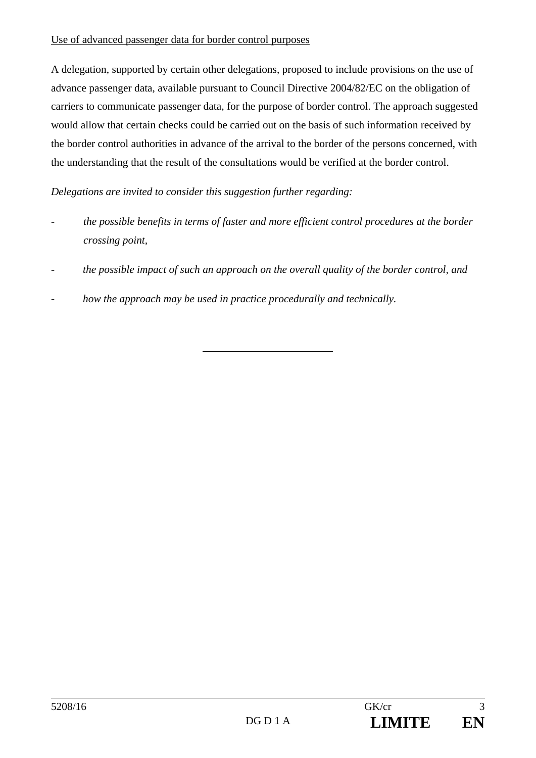Use of advanced passenger data for border control purposes

A delegation, supported by certain other delegations, proposed to include provisions on the use of advance passenger data, available pursuant to Council Directive 2004/82/EC on the obligation of carriers to communicate passenger data, for the purpose of border control. The approach suggested would allow that certain checks could be carried out on the basis of such information received by the border control authorities in advance of the arrival to the border of the persons concerned, with the understanding that the result of the consultations would be verified at the border control.

*Delegations are invited to consider this suggestion further regarding:*

- *the possible benefits in terms of faster and more efficient control procedures at the border crossing point,*
- *the possible impact of such an approach on the overall quality of the border control, and*
- *how the approach may be used in practice procedurally and technically.*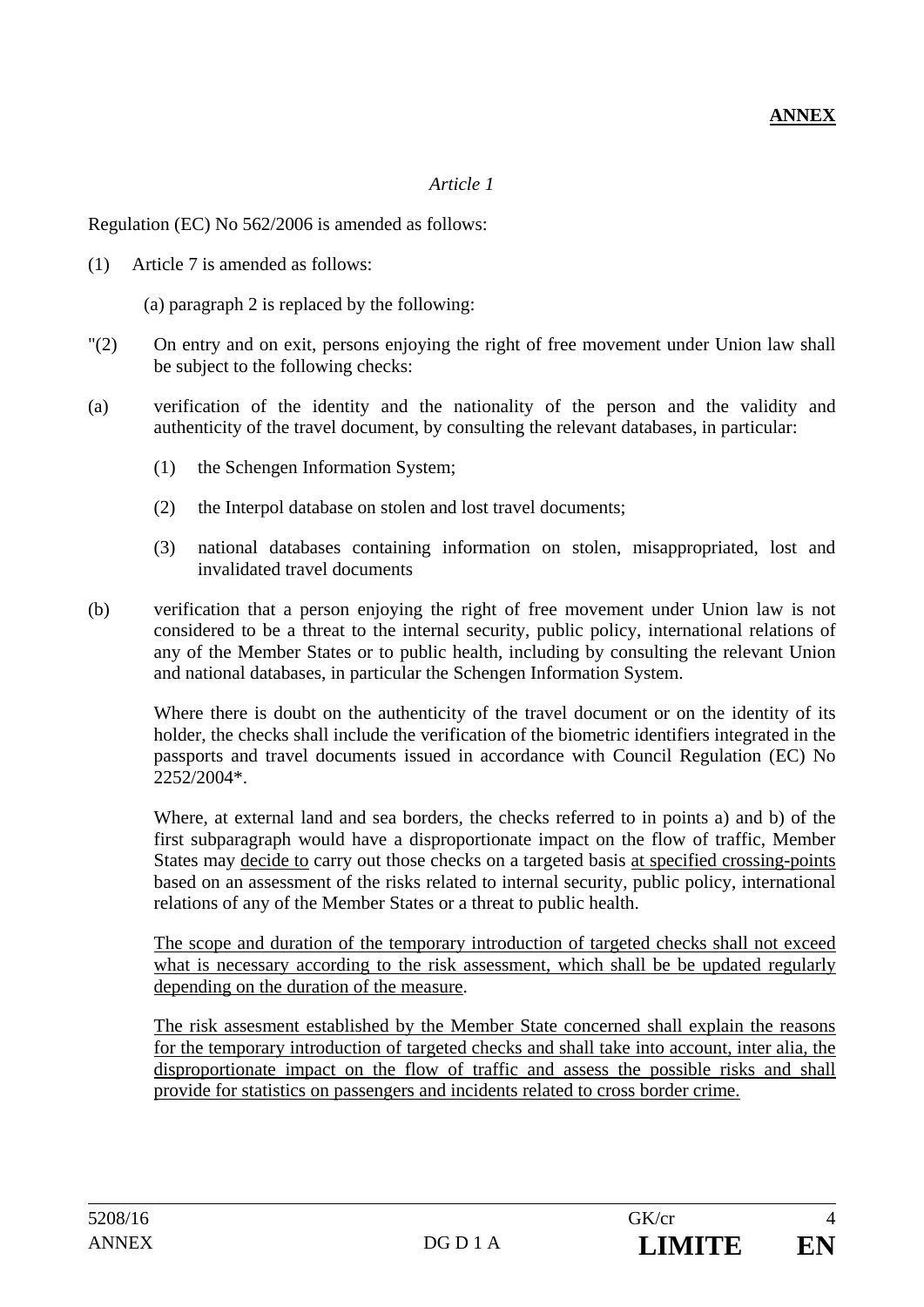**ANNEX**

*Article 1*

Regulation (EC) No 562/2006 is amended as follows:

(1) Article 7 is amended as follows:

(a) paragraph 2 is replaced by the following:

"(2) On entry and on exit, persons enjoying the right of free movement under Union law shall be subject to the following checks:

(a) verification of the identity and the nationality of the person and the validity and authenticity of the travel document, by consulting the relevant databases, in particular:

(1) the Schengen Information System;

(2) the Interpol database on stolen and lost travel documents;

(3) national databases containing information on stolen, misappropriated, lost and invalidated travel documents

(b) verification that a person enjoying the right of free movement under Union law is not considered to be a threat to the internal security, public policy, international relations of any of the Member States or to public health, including by consulting the relevant Union and national databases, in particular the Schengen Information System.

Where there is doubt on the authenticity of the travel document or on the identity of its holder, the checks shall include the verification of the biometric identifiers integrated in the passports and travel documents issued in accordance with Council Regulation (EC) No 2252/2004*.

Where, at external land and sea borders, the checks referred to in points a) and b) of the first subparagraph would have a disproportionate impact on the flow of traffic, Member States may <u>decide to</u> carry out those checks on a targeted basis <u>at specified crossing-points</u> based on an assessment of the risks related to internal security, public policy, international relations of any of the Member States or a threat to public health.

<u>The scope and duration of the temporary introduction of targeted checks shall not exceed what is necessary according to the risk assessment, which shall be be updated regularly depending on the duration of the measure</u>.

<u>The risk assesment established by the Member State concerned shall explain the reasons for the temporary introduction of targeted checks and shall take into account, inter alia, the disproportionate impact on the flow of traffic and assess the possible risks and shall provide for statistics on passengers and incidents related to cross border crime.</u>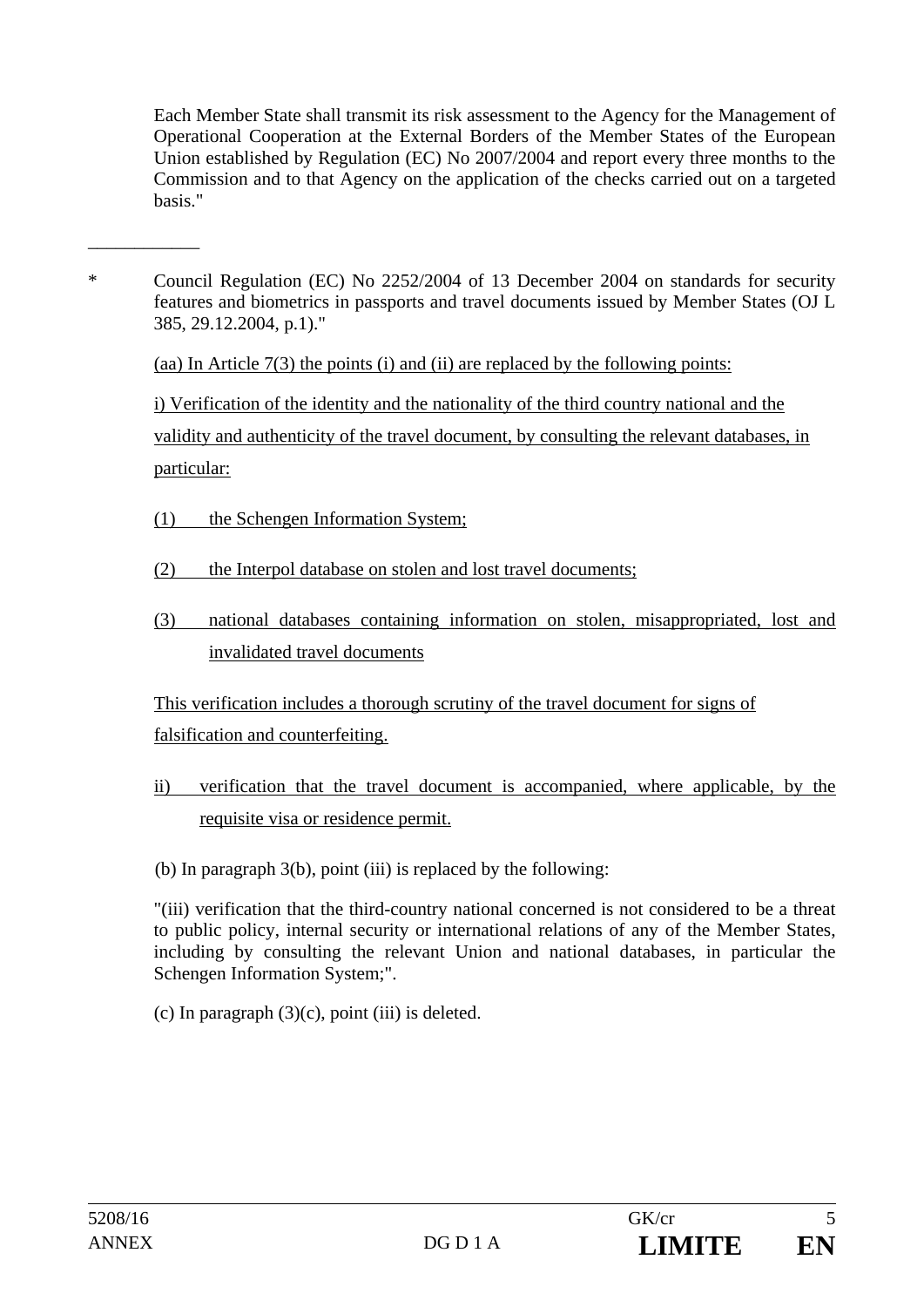Each Member State shall transmit its risk assessment to the Agency for the Management of Operational Cooperation at the External Borders of the Member States of the European Union established by Regulation (EC) No 2007/2004 and report every three months to the Commission and to that Agency on the application of the checks carried out on a targeted basis."

___________

\* Council Regulation (EC) No 2252/2004 of 13 December 2004 on standards for security features and biometrics in passports and travel documents issued by Member States (OJ L 385, 29.12.2004, p.1)."

<u>(aa) In Article 7(3) the points (i) and (ii) are replaced by the following points:</u>

<u>i) Verification of the identity and the nationality of the third country national and the validity and authenticity of the travel document, by consulting the relevant databases, in particular:</u>

<u>(1) the Schengen Information System;</u>

<u>(2) the Interpol database on stolen and lost travel documents;</u>

<u>(3) national databases containing information on stolen, misappropriated, lost and invalidated travel documents</u>

<u>This verification includes a thorough scrutiny of the travel document for signs of falsification and counterfeiting.</u>

<u>ii) verification that the travel document is accompanied, where applicable, by the requisite visa or residence permit.</u>

(b) In paragraph 3(b), point (iii) is replaced by the following:

"(iii) verification that the third-country national concerned is not considered to be a threat to public policy, internal security or international relations of any of the Member States, including by consulting the relevant Union and national databases, in particular the Schengen Information System;".

(c) In paragraph (3)(c), point (iii) is deleted.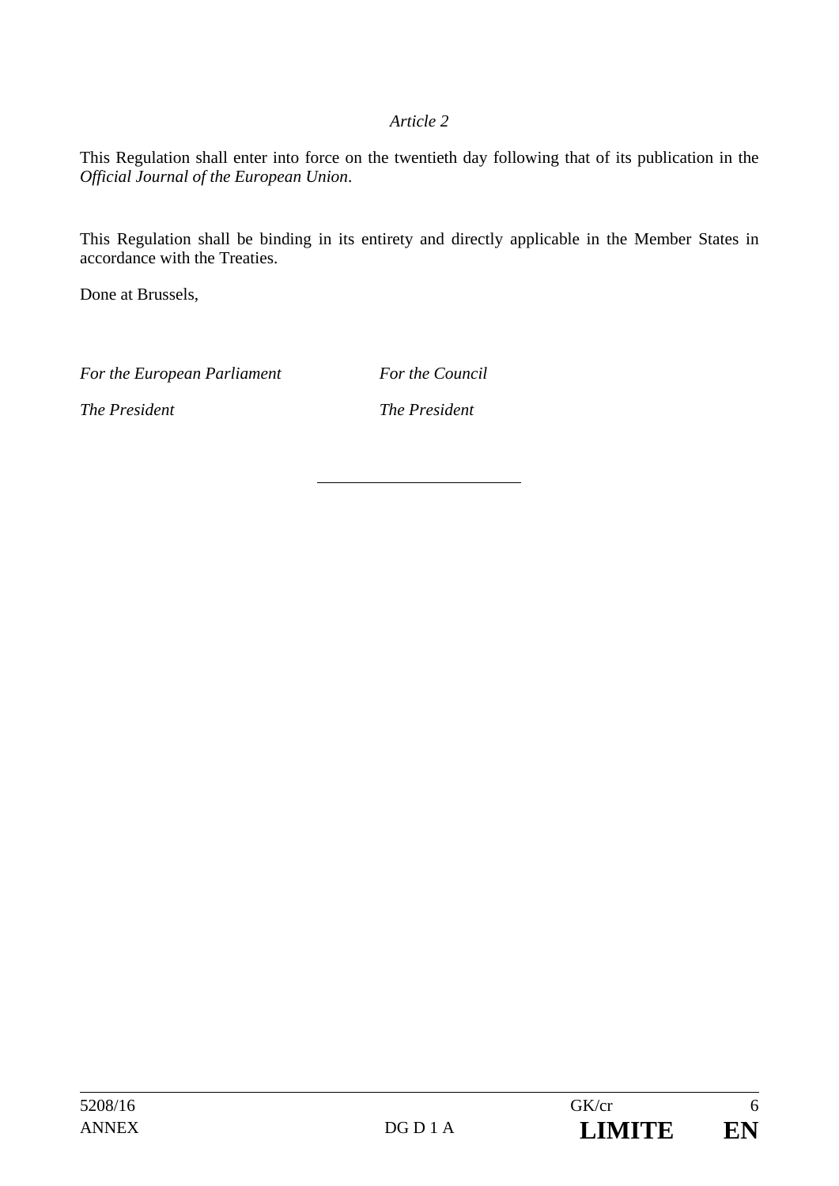*Article 2*

This Regulation shall enter into force on the twentieth day following that of its publication in the *Official Journal of the European Union*.

This Regulation shall be binding in its entirety and directly applicable in the Member States in accordance with the Treaties.

Done at Brussels,

*For the European Parliament* *For the Council*

*The President* *The President*